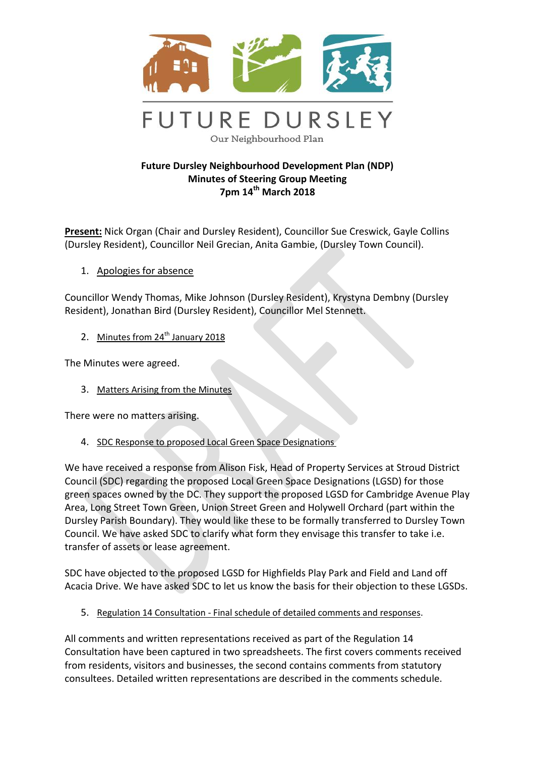FUTURE DURSLEY

Our Neighbourhood Plan

**Future Dursley Neighbourhood Development Plan (NDP)**
**Minutes of Steering Group Meeting**
**7pm 14th March 2018**

**Present:** Nick Organ (Chair and Dursley Resident), Councillor Sue Creswick, Gayle Collins (Dursley Resident), Councillor Neil Grecian, Anita Gambie, (Dursley Town Council).

1. Apologies for absence

Councillor Wendy Thomas, Mike Johnson (Dursley Resident), Krystyna Dembny (Dursley Resident), Jonathan Bird (Dursley Resident), Councillor Mel Stennett.

2. Minutes from 24th January 2018

The Minutes were agreed.

3. Matters Arising from the Minutes

There were no matters arising.

4. SDC Response to proposed Local Green Space Designations

We have received a response from Alison Fisk, Head of Property Services at Stroud District Council (SDC) regarding the proposed Local Green Space Designations (LGSD) for those green spaces owned by the DC. They support the proposed LGSD for Cambridge Avenue Play Area, Long Street Town Green, Union Street Green and Holywell Orchard (part within the Dursley Parish Boundary). They would like these to be formally transferred to Dursley Town Council. We have asked SDC to clarify what form they envisage this transfer to take i.e. transfer of assets or lease agreement.

SDC have objected to the proposed LGSD for Highfields Play Park and Field and Land off Acacia Drive. We have asked SDC to let us know the basis for their objection to these LGSDs.

5. Regulation 14 Consultation - Final schedule of detailed comments and responses.

All comments and written representations received as part of the Regulation 14 Consultation have been captured in two spreadsheets. The first covers comments received from residents, visitors and businesses, the second contains comments from statutory consultees. Detailed written representations are described in the comments schedule.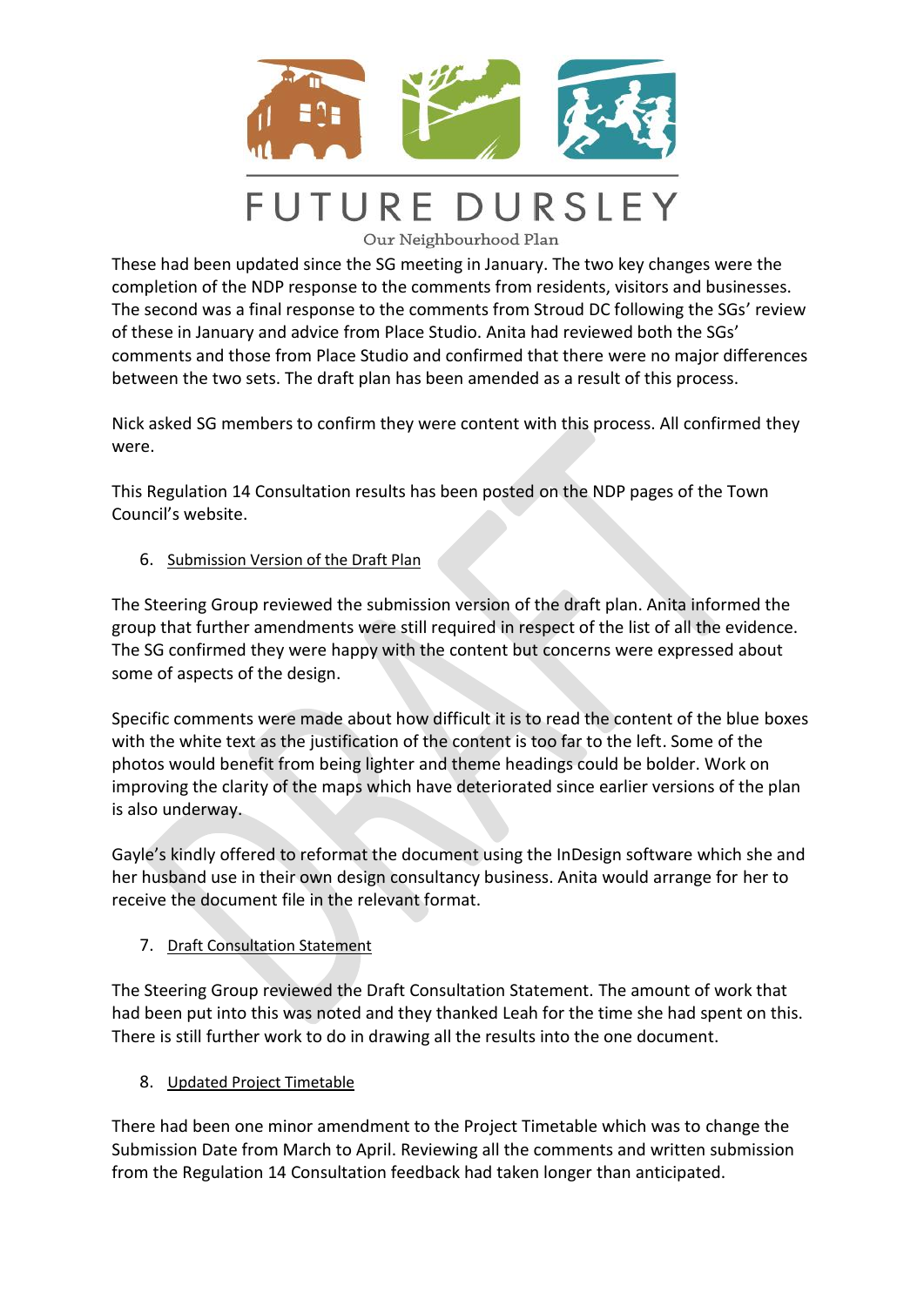These had been updated since the SG meeting in January. The two key changes were the completion of the NDP response to the comments from residents, visitors and businesses. The second was a final response to the comments from Stroud DC following the SGs' review of these in January and advice from Place Studio. Anita had reviewed both the SGs' comments and those from Place Studio and confirmed that there were no major differences between the two sets. The draft plan has been amended as a result of this process.

Nick asked SG members to confirm they were content with this process. All confirmed they were.

This Regulation 14 Consultation results has been posted on the NDP pages of the Town Council's website.

6. Submission Version of the Draft Plan

The Steering Group reviewed the submission version of the draft plan. Anita informed the group that further amendments were still required in respect of the list of all the evidence. The SG confirmed they were happy with the content but concerns were expressed about some of aspects of the design.

Specific comments were made about how difficult it is to read the content of the blue boxes with the white text as the justification of the content is too far to the left. Some of the photos would benefit from being lighter and theme headings could be bolder. Work on improving the clarity of the maps which have deteriorated since earlier versions of the plan is also underway.

Gayle's kindly offered to reformat the document using the InDesign software which she and her husband use in their own design consultancy business. Anita would arrange for her to receive the document file in the relevant format.

7. Draft Consultation Statement

The Steering Group reviewed the Draft Consultation Statement. The amount of work that had been put into this was noted and they thanked Leah for the time she had spent on this. There is still further work to do in drawing all the results into the one document.

8. Updated Project Timetable

There had been one minor amendment to the Project Timetable which was to change the Submission Date from March to April. Reviewing all the comments and written submission from the Regulation 14 Consultation feedback had taken longer than anticipated.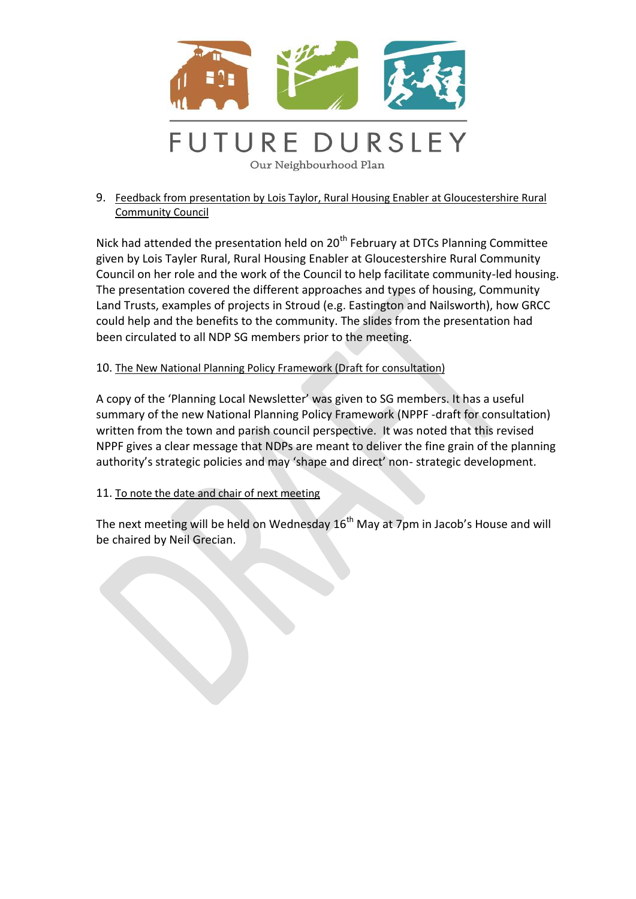# FUTURE DURSLEY

Our Neighbourhood Plan

9. Feedback from presentation by Lois Taylor, Rural Housing Enabler at Gloucestershire Rural Community Council

Nick had attended the presentation held on 20th February at DTCs Planning Committee given by Lois Tayler Rural, Rural Housing Enabler at Gloucestershire Rural Community Council on her role and the work of the Council to help facilitate community-led housing. The presentation covered the different approaches and types of housing, Community Land Trusts, examples of projects in Stroud (e.g. Eastington and Nailsworth), how GRCC could help and the benefits to the community. The slides from the presentation had been circulated to all NDP SG members prior to the meeting.

10. The New National Planning Policy Framework (Draft for consultation)

A copy of the 'Planning Local Newsletter' was given to SG members. It has a useful summary of the new National Planning Policy Framework (NPPF -draft for consultation) written from the town and parish council perspective. It was noted that this revised NPPF gives a clear message that NDPs are meant to deliver the fine grain of the planning authority's strategic policies and may 'shape and direct' non- strategic development.

11. To note the date and chair of next meeting

The next meeting will be held on Wednesday 16th May at 7pm in Jacob's House and will be chaired by Neil Grecian.